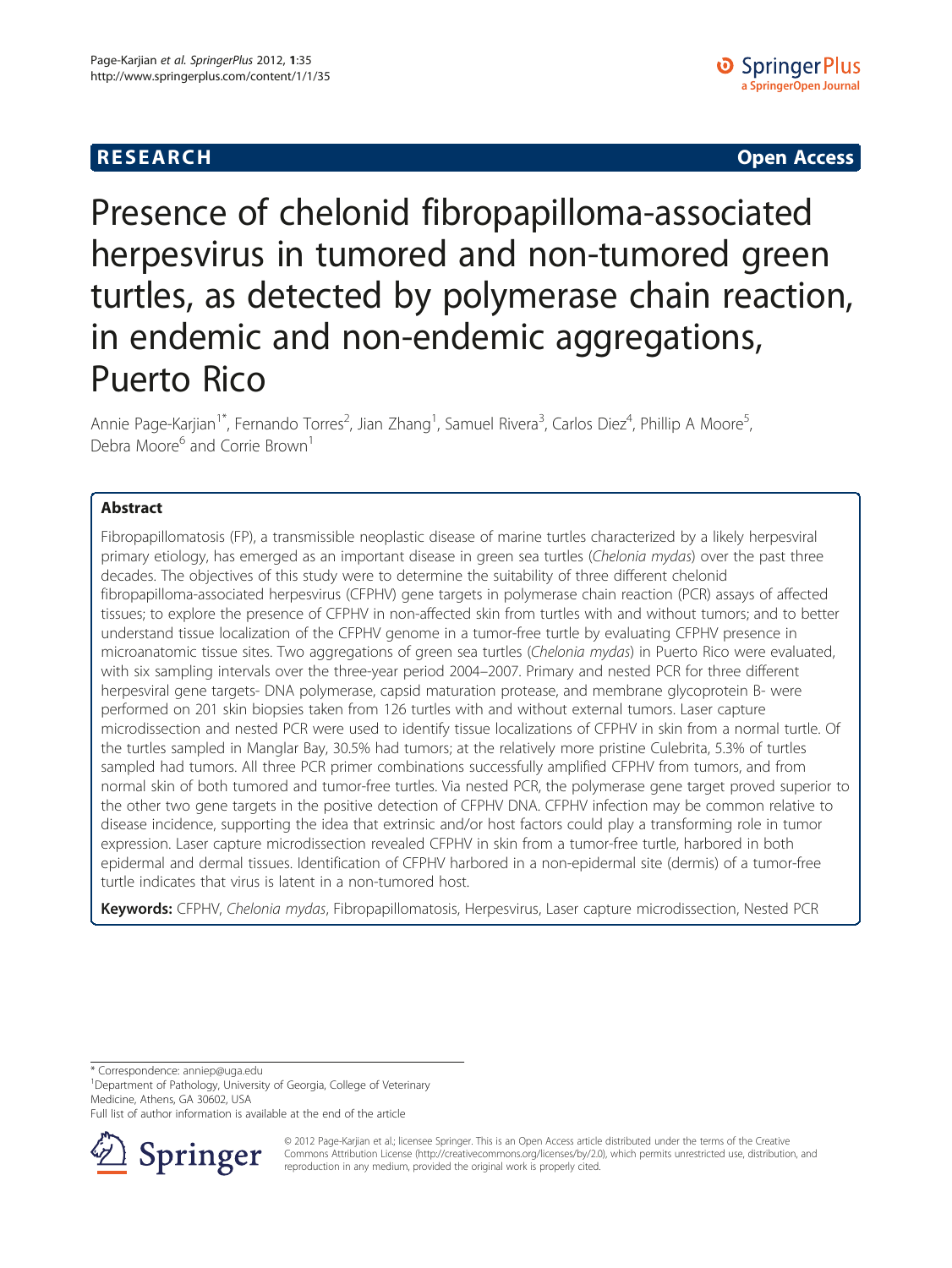**RESEARCH** **Open Access**

# Presence of chelonid fibropapilloma-associated herpesvirus in tumored and non-tumored green turtles, as detected by polymerase chain reaction, in endemic and non-endemic aggregations, Puerto Rico

Annie Page-Karjian[1*], Fernando Torres[2], Jian Zhang[1], Samuel Rivera[3], Carlos Diez[4], Phillip A Moore[5], Debra Moore[6] and Corrie Brown[1]

## Abstract

Fibropapillomatosis (FP), a transmissible neoplastic disease of marine turtles characterized by a likely herpesviral primary etiology, has emerged as an important disease in green sea turtles (*Chelonia mydas*) over the past three decades. The objectives of this study were to determine the suitability of three different chelonid fibropapilloma-associated herpesvirus (CFPHV) gene targets in polymerase chain reaction (PCR) assays of affected tissues; to explore the presence of CFPHV in non-affected skin from turtles with and without tumors; and to better understand tissue localization of the CFPHV genome in a tumor-free turtle by evaluating CFPHV presence in microanatomic tissue sites. Two aggregations of green sea turtles (*Chelonia mydas*) in Puerto Rico were evaluated, with six sampling intervals over the three-year period 2004–2007. Primary and nested PCR for three different herpesviral gene targets- DNA polymerase, capsid maturation protease, and membrane glycoprotein B- were performed on 201 skin biopsies taken from 126 turtles with and without external tumors. Laser capture microdissection and nested PCR were used to identify tissue localizations of CFPHV in skin from a normal turtle. Of the turtles sampled in Manglar Bay, 30.5% had tumors; at the relatively more pristine Culebrita, 5.3% of turtles sampled had tumors. All three PCR primer combinations successfully amplified CFPHV from tumors, and from normal skin of both tumored and tumor-free turtles. Via nested PCR, the polymerase gene target proved superior to the other two gene targets in the positive detection of CFPHV DNA. CFPHV infection may be common relative to disease incidence, supporting the idea that extrinsic and/or host factors could play a transforming role in tumor expression. Laser capture microdissection revealed CFPHV in skin from a tumor-free turtle, harbored in both epidermal and dermal tissues. Identification of CFPHV harbored in a non-epidermal site (dermis) of a tumor-free turtle indicates that virus is latent in a non-tumored host.

**Keywords:** CFPHV, *Chelonia mydas*, Fibropapillomatosis, Herpesvirus, Laser capture microdissection, Nested PCR

\* Correspondence: anniep@uga.edu
[1]Department of Pathology, University of Georgia, College of Veterinary Medicine, Athens, GA 30602, USA
Full list of author information is available at the end of the article

© 2012 Page-Karjian et al.; licensee Springer. This is an Open Access article distributed under the terms of the Creative Commons Attribution License (http://creativecommons.org/licenses/by/2.0), which permits unrestricted use, distribution, and reproduction in any medium, provided the original work is properly cited.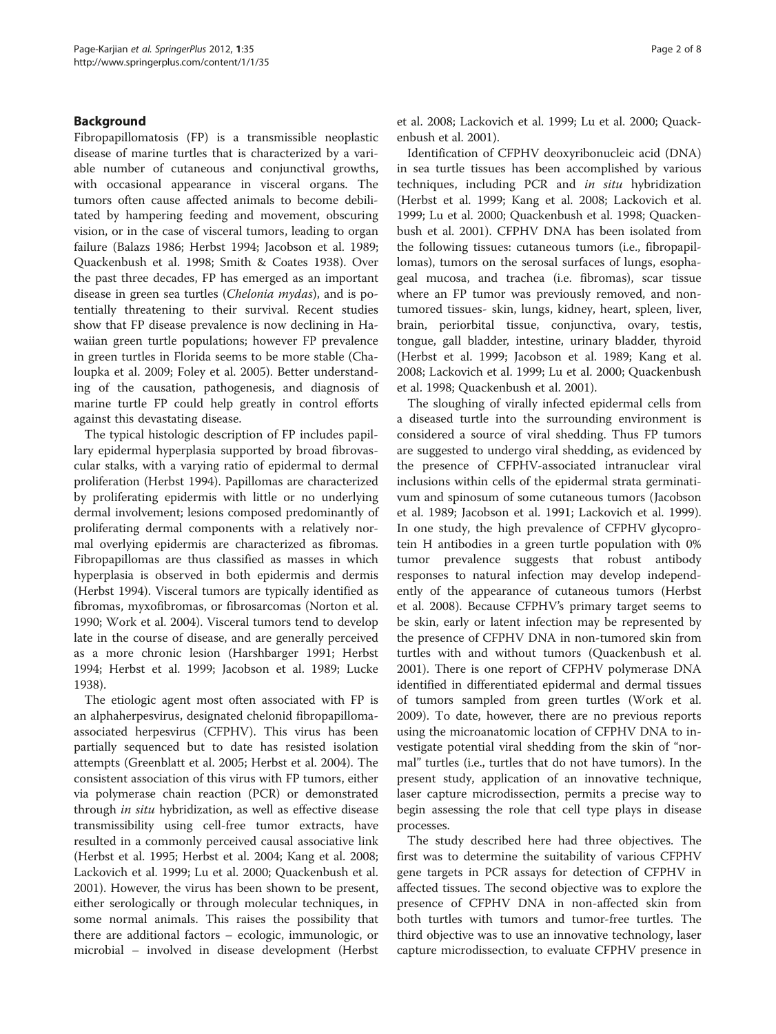## Background

Fibropapillomatosis (FP) is a transmissible neoplastic disease of marine turtles that is characterized by a variable number of cutaneous and conjunctival growths, with occasional appearance in visceral organs. The tumors often cause affected animals to become debilitated by hampering feeding and movement, obscuring vision, or in the case of visceral tumors, leading to organ failure (Balazs 1986; Herbst 1994; Jacobson et al. 1989; Quackenbush et al. 1998; Smith & Coates 1938). Over the past three decades, FP has emerged as an important disease in green sea turtles (*Chelonia mydas*), and is potentially threatening to their survival. Recent studies show that FP disease prevalence is now declining in Hawaiian green turtle populations; however FP prevalence in green turtles in Florida seems to be more stable (Chaloupka et al. 2009; Foley et al. 2005). Better understanding of the causation, pathogenesis, and diagnosis of marine turtle FP could help greatly in control efforts against this devastating disease.

The typical histologic description of FP includes papillary epidermal hyperplasia supported by broad fibrovascular stalks, with a varying ratio of epidermal to dermal proliferation (Herbst 1994). Papillomas are characterized by proliferating epidermis with little or no underlying dermal involvement; lesions composed predominantly of proliferating dermal components with a relatively normal overlying epidermis are characterized as fibromas. Fibropapillomas are thus classified as masses in which hyperplasia is observed in both epidermis and dermis (Herbst 1994). Visceral tumors are typically identified as fibromas, myxofibromas, or fibrosarcomas (Norton et al. 1990; Work et al. 2004). Visceral tumors tend to develop late in the course of disease, and are generally perceived as a more chronic lesion (Harshbarger 1991; Herbst 1994; Herbst et al. 1999; Jacobson et al. 1989; Lucke 1938).

The etiologic agent most often associated with FP is an alphaherpesvirus, designated chelonid fibropapilloma-associated herpesvirus (CFPHV). This virus has been partially sequenced but to date has resisted isolation attempts (Greenblatt et al. 2005; Herbst et al. 2004). The consistent association of this virus with FP tumors, either via polymerase chain reaction (PCR) or demonstrated through *in situ* hybridization, as well as effective disease transmissibility using cell-free tumor extracts, have resulted in a commonly perceived causal associative link (Herbst et al. 1995; Herbst et al. 2004; Kang et al. 2008; Lackovich et al. 1999; Lu et al. 2000; Quackenbush et al. 2001). However, the virus has been shown to be present, either serologically or through molecular techniques, in some normal animals. This raises the possibility that there are additional factors – ecologic, immunologic, or microbial – involved in disease development (Herbst et al. 2008; Lackovich et al. 1999; Lu et al. 2000; Quackenbush et al. 2001).

Identification of CFPHV deoxyribonucleic acid (DNA) in sea turtle tissues has been accomplished by various techniques, including PCR and *in situ* hybridization (Herbst et al. 1999; Kang et al. 2008; Lackovich et al. 1999; Lu et al. 2000; Quackenbush et al. 1998; Quackenbush et al. 2001). CFPHV DNA has been isolated from the following tissues: cutaneous tumors (i.e., fibropapillomas), tumors on the serosal surfaces of lungs, esophageal mucosa, and trachea (i.e. fibromas), scar tissue where an FP tumor was previously removed, and non-tumored tissues- skin, lungs, kidney, heart, spleen, liver, brain, periorbital tissue, conjunctiva, ovary, testis, tongue, gall bladder, intestine, urinary bladder, thyroid (Herbst et al. 1999; Jacobson et al. 1989; Kang et al. 2008; Lackovich et al. 1999; Lu et al. 2000; Quackenbush et al. 1998; Quackenbush et al. 2001).

The sloughing of virally infected epidermal cells from a diseased turtle into the surrounding environment is considered a source of viral shedding. Thus FP tumors are suggested to undergo viral shedding, as evidenced by the presence of CFPHV-associated intranuclear viral inclusions within cells of the epidermal strata germinativum and spinosum of some cutaneous tumors (Jacobson et al. 1989; Jacobson et al. 1991; Lackovich et al. 1999). In one study, the high prevalence of CFPHV glycoprotein H antibodies in a green turtle population with 0% tumor prevalence suggests that robust antibody responses to natural infection may develop independently of the appearance of cutaneous tumors (Herbst et al. 2008). Because CFPHV's primary target seems to be skin, early or latent infection may be represented by the presence of CFPHV DNA in non-tumored skin from turtles with and without tumors (Quackenbush et al. 2001). There is one report of CFPHV polymerase DNA identified in differentiated epidermal and dermal tissues of tumors sampled from green turtles (Work et al. 2009). To date, however, there are no previous reports using the microanatomic location of CFPHV DNA to investigate potential viral shedding from the skin of "normal" turtles (i.e., turtles that do not have tumors). In the present study, application of an innovative technique, laser capture microdissection, permits a precise way to begin assessing the role that cell type plays in disease processes.

The study described here had three objectives. The first was to determine the suitability of various CFPHV gene targets in PCR assays for detection of CFPHV in affected tissues. The second objective was to explore the presence of CFPHV DNA in non-affected skin from both turtles with tumors and tumor-free turtles. The third objective was to use an innovative technology, laser capture microdissection, to evaluate CFPHV presence in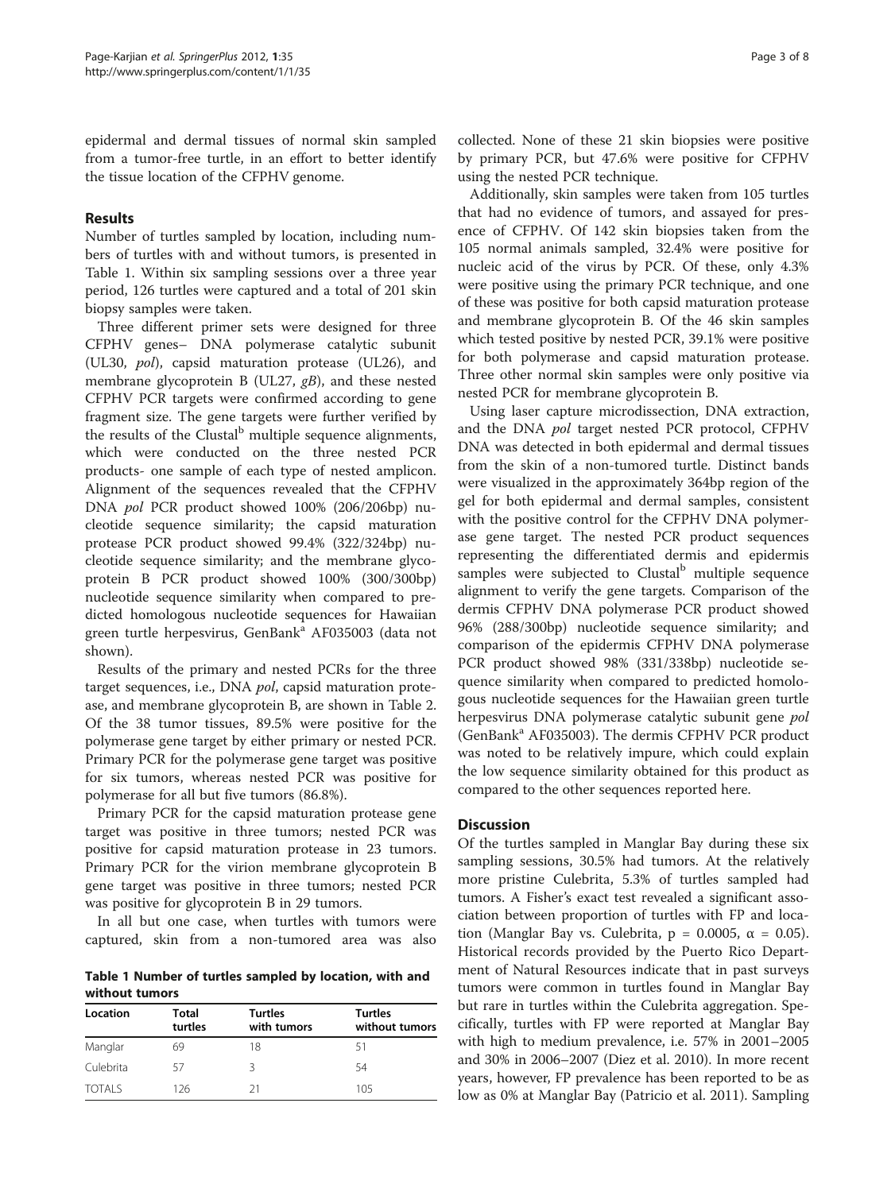epidermal and dermal tissues of normal skin sampled from a tumor-free turtle, in an effort to better identify the tissue location of the CFPHV genome.

## Results

Number of turtles sampled by location, including numbers of turtles with and without tumors, is presented in Table 1. Within six sampling sessions over a three year period, 126 turtles were captured and a total of 201 skin biopsy samples were taken.

Three different primer sets were designed for three CFPHV genes– DNA polymerase catalytic subunit (UL30, *pol*), capsid maturation protease (UL26), and membrane glycoprotein B (UL27, *gB*), and these nested CFPHV PCR targets were confirmed according to gene fragment size. The gene targets were further verified by the results of the Clustal[b] multiple sequence alignments, which were conducted on the three nested PCR products- one sample of each type of nested amplicon. Alignment of the sequences revealed that the CFPHV DNA *pol* PCR product showed 100% (206/206bp) nucleotide sequence similarity; the capsid maturation protease PCR product showed 99.4% (322/324bp) nucleotide sequence similarity; and the membrane glycoprotein B PCR product showed 100% (300/300bp) nucleotide sequence similarity when compared to predicted homologous nucleotide sequences for Hawaiian green turtle herpesvirus, GenBank[a] AF035003 (data not shown).

Results of the primary and nested PCRs for the three target sequences, i.e., DNA *pol*, capsid maturation protease, and membrane glycoprotein B, are shown in Table 2. Of the 38 tumor tissues, 89.5% were positive for the polymerase gene target by either primary or nested PCR. Primary PCR for the polymerase gene target was positive for six tumors, whereas nested PCR was positive for polymerase for all but five tumors (86.8%).

Primary PCR for the capsid maturation protease gene target was positive in three tumors; nested PCR was positive for capsid maturation protease in 23 tumors. Primary PCR for the virion membrane glycoprotein B gene target was positive in three tumors; nested PCR was positive for glycoprotein B in 29 tumors.

In all but one case, when turtles with tumors were captured, skin from a non-tumored area was also collected. None of these 21 skin biopsies were positive by primary PCR, but 47.6% were positive for CFPHV using the nested PCR technique.

Additionally, skin samples were taken from 105 turtles that had no evidence of tumors, and assayed for presence of CFPHV. Of 142 skin biopsies taken from the 105 normal animals sampled, 32.4% were positive for nucleic acid of the virus by PCR. Of these, only 4.3% were positive using the primary PCR technique, and one of these was positive for both capsid maturation protease and membrane glycoprotein B. Of the 46 skin samples which tested positive by nested PCR, 39.1% were positive for both polymerase and capsid maturation protease. Three other normal skin samples were only positive via nested PCR for membrane glycoprotein B.

Using laser capture microdissection, DNA extraction, and the DNA *pol* target nested PCR protocol, CFPHV DNA was detected in both epidermal and dermal tissues from the skin of a non-tumored turtle. Distinct bands were visualized in the approximately 364bp region of the gel for both epidermal and dermal samples, consistent with the positive control for the CFPHV DNA polymerase gene target. The nested PCR product sequences representing the differentiated dermis and epidermis samples were subjected to Clustal[b] multiple sequence alignment to verify the gene targets. Comparison of the dermis CFPHV DNA polymerase PCR product showed 96% (288/300bp) nucleotide sequence similarity; and comparison of the epidermis CFPHV DNA polymerase PCR product showed 98% (331/338bp) nucleotide sequence similarity when compared to predicted homologous nucleotide sequences for the Hawaiian green turtle herpesvirus DNA polymerase catalytic subunit gene *pol* (GenBank[a] AF035003). The dermis CFPHV PCR product was noted to be relatively impure, which could explain the low sequence similarity obtained for this product as compared to the other sequences reported here.

**Table 1 Number of turtles sampled by location, with and without tumors**

| Location | Total turtles | Turtles with tumors | Turtles without tumors |
|---|---|---|---|
| Manglar | 69 | 18 | 51 |
| Culebrita | 57 | 3 | 54 |
| TOTALS | 126 | 21 | 105 |

## Discussion

Of the turtles sampled in Manglar Bay during these six sampling sessions, 30.5% had tumors. At the relatively more pristine Culebrita, 5.3% of turtles sampled had tumors. A Fisher's exact test revealed a significant association between proportion of turtles with FP and location (Manglar Bay vs. Culebrita, $p = 0.0005$, $\alpha = 0.05$). Historical records provided by the Puerto Rico Department of Natural Resources indicate that in past surveys tumors were common in turtles found in Manglar Bay but rare in turtles within the Culebrita aggregation. Specifically, turtles with FP were reported at Manglar Bay with high to medium prevalence, i.e. 57% in 2001–2005 and 30% in 2006–2007 (Diez et al. 2010). In more recent years, however, FP prevalence has been reported to be as low as 0% at Manglar Bay (Patricio et al. 2011). Sampling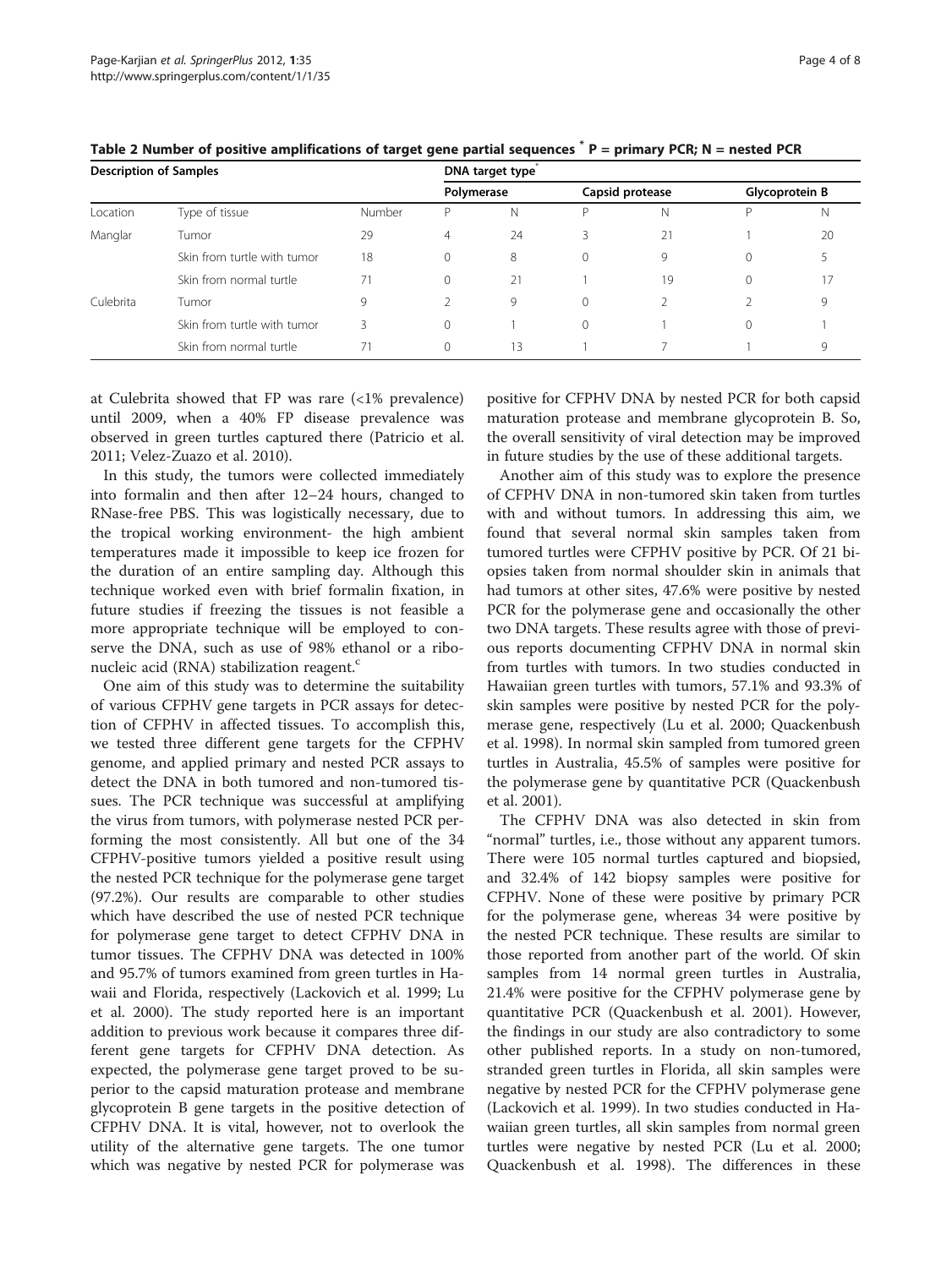**Table 2 Number of positive amplifications of target gene partial sequences [*] P = primary PCR; N = nested PCR**

| Description of Samples | | | DNA target type[*] | | | | | |
|---|---|---|---|---|---|---|---|---|
| | | | Polymerase | | Capsid protease | | Glycoprotein B | |
| Location | Type of tissue | Number | P | N | P | N | P | N |
| Manglar | Tumor | 29 | 4 | 24 | 3 | 21 | 1 | 20 |
| | Skin from turtle with tumor | 18 | 0 | 8 | 0 | 9 | 0 | 5 |
| | Skin from normal turtle | 71 | 0 | 21 | 1 | 19 | 0 | 17 |
| Culebrita | Tumor | 9 | 2 | 9 | 0 | 2 | 2 | 9 |
| | Skin from turtle with tumor | 3 | 0 | 1 | 0 | 1 | 0 | 1 |
| | Skin from normal turtle | 71 | 0 | 13 | 1 | 7 | 1 | 9 |

at Culebrita showed that FP was rare (<1% prevalence) until 2009, when a 40% FP disease prevalence was observed in green turtles captured there (Patricio et al. 2011; Velez-Zuazo et al. 2010).

In this study, the tumors were collected immediately into formalin and then after 12–24 hours, changed to RNase-free PBS. This was logistically necessary, due to the tropical working environment- the high ambient temperatures made it impossible to keep ice frozen for the duration of an entire sampling day. Although this technique worked even with brief formalin fixation, in future studies if freezing the tissues is not feasible a more appropriate technique will be employed to conserve the DNA, such as use of 98% ethanol or a ribonucleic acid (RNA) stabilization reagent.[c]

One aim of this study was to determine the suitability of various CFPHV gene targets in PCR assays for detection of CFPHV in affected tissues. To accomplish this, we tested three different gene targets for the CFPHV genome, and applied primary and nested PCR assays to detect the DNA in both tumored and non-tumored tissues. The PCR technique was successful at amplifying the virus from tumors, with polymerase nested PCR performing the most consistently. All but one of the 34 CFPHV-positive tumors yielded a positive result using the nested PCR technique for the polymerase gene target (97.2%). Our results are comparable to other studies which have described the use of nested PCR technique for polymerase gene target to detect CFPHV DNA in tumor tissues. The CFPHV DNA was detected in 100% and 95.7% of tumors examined from green turtles in Hawaii and Florida, respectively (Lackovich et al. 1999; Lu et al. 2000). The study reported here is an important addition to previous work because it compares three different gene targets for CFPHV DNA detection. As expected, the polymerase gene target proved to be superior to the capsid maturation protease and membrane glycoprotein B gene targets in the positive detection of CFPHV DNA. It is vital, however, not to overlook the utility of the alternative gene targets. The one tumor which was negative by nested PCR for polymerase was positive for CFPHV DNA by nested PCR for both capsid maturation protease and membrane glycoprotein B. So, the overall sensitivity of viral detection may be improved in future studies by the use of these additional targets.

Another aim of this study was to explore the presence of CFPHV DNA in non-tumored skin taken from turtles with and without tumors. In addressing this aim, we found that several normal skin samples taken from tumored turtles were CFPHV positive by PCR. Of 21 biopsies taken from normal shoulder skin in animals that had tumors at other sites, 47.6% were positive by nested PCR for the polymerase gene and occasionally the other two DNA targets. These results agree with those of previous reports documenting CFPHV DNA in normal skin from turtles with tumors. In two studies conducted in Hawaiian green turtles with tumors, 57.1% and 93.3% of skin samples were positive by nested PCR for the polymerase gene, respectively (Lu et al. 2000; Quackenbush et al. 1998). In normal skin sampled from tumored green turtles in Australia, 45.5% of samples were positive for the polymerase gene by quantitative PCR (Quackenbush et al. 2001).

The CFPHV DNA was also detected in skin from "normal" turtles, i.e., those without any apparent tumors. There were 105 normal turtles captured and biopsied, and 32.4% of 142 biopsy samples were positive for CFPHV. None of these were positive by primary PCR for the polymerase gene, whereas 34 were positive by the nested PCR technique. These results are similar to those reported from another part of the world. Of skin samples from 14 normal green turtles in Australia, 21.4% were positive for the CFPHV polymerase gene by quantitative PCR (Quackenbush et al. 2001). However, the findings in our study are also contradictory to some other published reports. In a study on non-tumored, stranded green turtles in Florida, all skin samples were negative by nested PCR for the CFPHV polymerase gene (Lackovich et al. 1999). In two studies conducted in Hawaiian green turtles, all skin samples from normal green turtles were negative by nested PCR (Lu et al. 2000; Quackenbush et al. 1998). The differences in these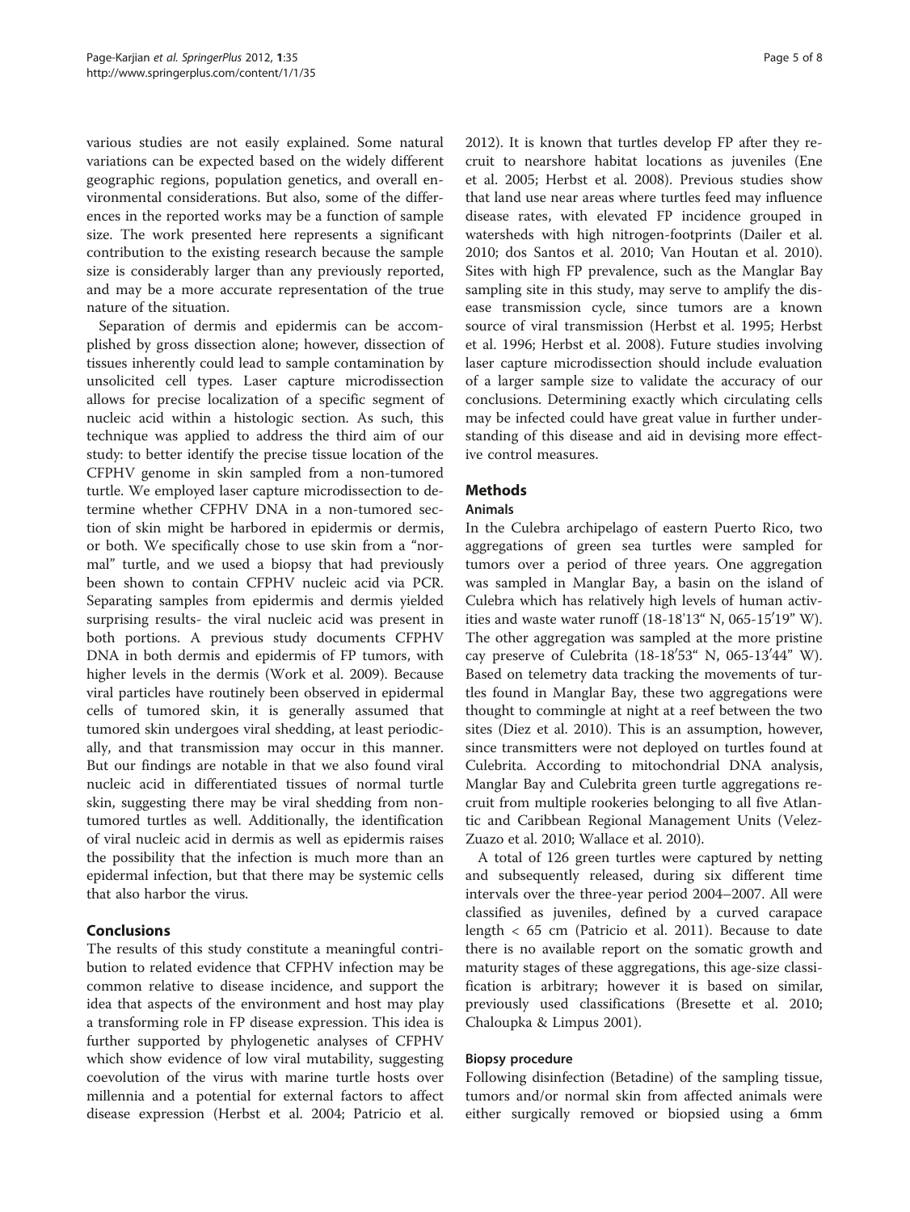various studies are not easily explained. Some natural variations can be expected based on the widely different geographic regions, population genetics, and overall environmental considerations. But also, some of the differences in the reported works may be a function of sample size. The work presented here represents a significant contribution to the existing research because the sample size is considerably larger than any previously reported, and may be a more accurate representation of the true nature of the situation.

Separation of dermis and epidermis can be accomplished by gross dissection alone; however, dissection of tissues inherently could lead to sample contamination by unsolicited cell types. Laser capture microdissection allows for precise localization of a specific segment of nucleic acid within a histologic section. As such, this technique was applied to address the third aim of our study: to better identify the precise tissue location of the CFPHV genome in skin sampled from a non-tumored turtle. We employed laser capture microdissection to determine whether CFPHV DNA in a non-tumored section of skin might be harbored in epidermis or dermis, or both. We specifically chose to use skin from a "normal" turtle, and we used a biopsy that had previously been shown to contain CFPHV nucleic acid via PCR. Separating samples from epidermis and dermis yielded surprising results- the viral nucleic acid was present in both portions. A previous study documents CFPHV DNA in both dermis and epidermis of FP tumors, with higher levels in the dermis (Work et al. 2009). Because viral particles have routinely been observed in epidermal cells of tumored skin, it is generally assumed that tumored skin undergoes viral shedding, at least periodically, and that transmission may occur in this manner. But our findings are notable in that we also found viral nucleic acid in differentiated tissues of normal turtle skin, suggesting there may be viral shedding from non-tumored turtles as well. Additionally, the identification of viral nucleic acid in dermis as well as epidermis raises the possibility that the infection is much more than an epidermal infection, but that there may be systemic cells that also harbor the virus.

## Conclusions

The results of this study constitute a meaningful contribution to related evidence that CFPHV infection may be common relative to disease incidence, and support the idea that aspects of the environment and host may play a transforming role in FP disease expression. This idea is further supported by phylogenetic analyses of CFPHV which show evidence of low viral mutability, suggesting coevolution of the virus with marine turtle hosts over millennia and a potential for external factors to affect disease expression (Herbst et al. 2004; Patricio et al. 2012). It is known that turtles develop FP after they recruit to nearshore habitat locations as juveniles (Ene et al. 2005; Herbst et al. 2008). Previous studies show that land use near areas where turtles feed may influence disease rates, with elevated FP incidence grouped in watersheds with high nitrogen-footprints (Dailer et al. 2010; dos Santos et al. 2010; Van Houtan et al. 2010). Sites with high FP prevalence, such as the Manglar Bay sampling site in this study, may serve to amplify the disease transmission cycle, since tumors are a known source of viral transmission (Herbst et al. 1995; Herbst et al. 1996; Herbst et al. 2008). Future studies involving laser capture microdissection should include evaluation of a larger sample size to validate the accuracy of our conclusions. Determining exactly which circulating cells may be infected could have great value in further understanding of this disease and aid in devising more effective control measures.

## Methods

### Animals

In the Culebra archipelago of eastern Puerto Rico, two aggregations of green sea turtles were sampled for tumors over a period of three years. One aggregation was sampled in Manglar Bay, a basin on the island of Culebra which has relatively high levels of human activities and waste water runoff (18-18'13" N, 065-15′19" W). The other aggregation was sampled at the more pristine cay preserve of Culebrita (18-18′53" N, 065-13′44" W). Based on telemetry data tracking the movements of turtles found in Manglar Bay, these two aggregations were thought to commingle at night at a reef between the two sites (Diez et al. 2010). This is an assumption, however, since transmitters were not deployed on turtles found at Culebrita. According to mitochondrial DNA analysis, Manglar Bay and Culebrita green turtle aggregations recruit from multiple rookeries belonging to all five Atlantic and Caribbean Regional Management Units (Velez-Zuazo et al. 2010; Wallace et al. 2010).

A total of 126 green turtles were captured by netting and subsequently released, during six different time intervals over the three-year period 2004–2007. All were classified as juveniles, defined by a curved carapace length < 65 cm (Patricio et al. 2011). Because to date there is no available report on the somatic growth and maturity stages of these aggregations, this age-size classification is arbitrary; however it is based on similar, previously used classifications (Bresette et al. 2010; Chaloupka & Limpus 2001).

### Biopsy procedure

Following disinfection (Betadine) of the sampling tissue, tumors and/or normal skin from affected animals were either surgically removed or biopsied using a 6mm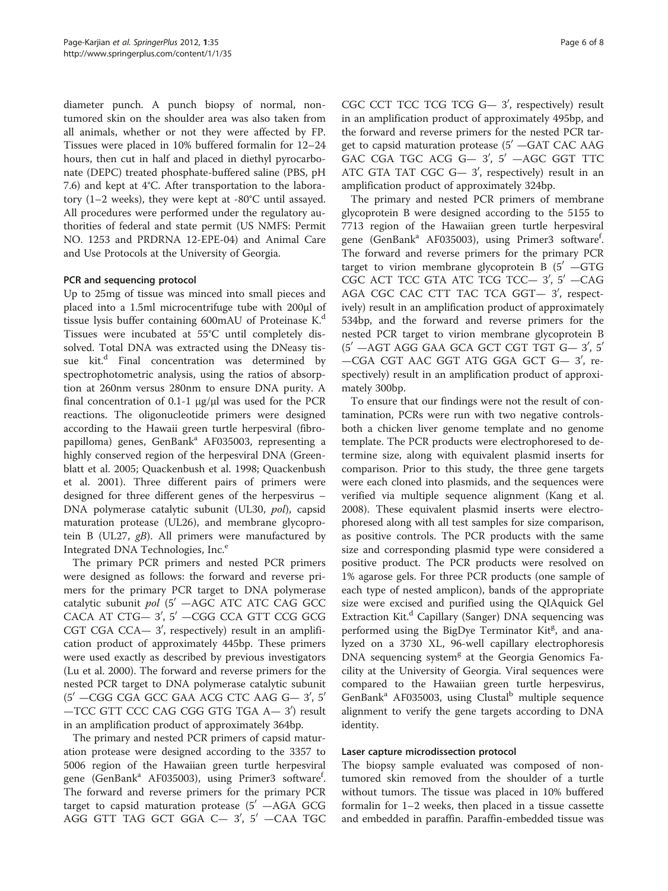diameter punch. A punch biopsy of normal, non-tumored skin on the shoulder area was also taken from all animals, whether or not they were affected by FP. Tissues were placed in 10% buffered formalin for 12–24 hours, then cut in half and placed in diethyl pyrocarbonate (DEPC) treated phosphate-buffered saline (PBS, pH 7.6) and kept at 4°C. After transportation to the laboratory (1–2 weeks), they were kept at -80°C until assayed. All procedures were performed under the regulatory authorities of federal and state permit (US NMFS: Permit NO. 1253 and PRDRNA 12-EPE-04) and Animal Care and Use Protocols at the University of Georgia.

### PCR and sequencing protocol

Up to 25mg of tissue was minced into small pieces and placed into a 1.5ml microcentrifuge tube with 200μl of tissue lysis buffer containing 600mAU of Proteinase K.[d] Tissues were incubated at 55°C until completely dissolved. Total DNA was extracted using the DNeasy tissue kit.[d] Final concentration was determined by spectrophotometric analysis, using the ratios of absorption at 260nm versus 280nm to ensure DNA purity. A final concentration of 0.1-1 μg/μl was used for the PCR reactions. The oligonucleotide primers were designed according to the Hawaii green turtle herpesviral (fibropapilloma) genes, GenBank[a] AF035003, representing a highly conserved region of the herpesviral DNA (Greenblatt et al. 2005; Quackenbush et al. 1998; Quackenbush et al. 2001). Three different pairs of primers were designed for three different genes of the herpesvirus – DNA polymerase catalytic subunit (UL30, *pol*), capsid maturation protease (UL26), and membrane glycoprotein B (UL27, *gB*). All primers were manufactured by Integrated DNA Technologies, Inc.[e]

The primary PCR primers and nested PCR primers were designed as follows: the forward and reverse primers for the primary PCR target to DNA polymerase catalytic subunit *pol* (5′ —AGC ATC ATC CAG GCC CACA AT CTG— 3′, 5′ —CGG CCA GTT CCG GCG CGT CGA CCA— 3′, respectively) result in an amplification product of approximately 445bp. These primers were used exactly as described by previous investigators (Lu et al. 2000). The forward and reverse primers for the nested PCR target to DNA polymerase catalytic subunit (5′ —CGG CGA GCC GAA ACG CTC AAG G— 3′, 5′ —TCC GTT CCC CAG CGG GTG TGA A— 3′) result in an amplification product of approximately 364bp.

The primary and nested PCR primers of capsid maturation protease were designed according to the 3357 to 5006 region of the Hawaiian green turtle herpesviral gene (GenBank[a] AF035003), using Primer3 software[f]. The forward and reverse primers for the primary PCR target to capsid maturation protease (5′ —AGA GCG AGG GTT TAG GCT GGA C— 3′, 5′ —CAA TGC CGC CCT TCC TCG TCG G— 3′, respectively) result in an amplification product of approximately 495bp, and the forward and reverse primers for the nested PCR target to capsid maturation protease (5′ —GAT CAC AAG GAC CGA TGC ACG G— 3′, 5′ —AGC GGT TTC ATC GTA TAT CGC G— 3′, respectively) result in an amplification product of approximately 324bp.

The primary and nested PCR primers of membrane glycoprotein B were designed according to the 5155 to 7713 region of the Hawaiian green turtle herpesviral gene (GenBank[a] AF035003), using Primer3 software[f]. The forward and reverse primers for the primary PCR target to virion membrane glycoprotein B (5′ —GTG CGC ACT TCC GTA ATC TCG TCC— 3′, 5′ —CAG AGA CGC CAC CTT TAC TCA GGT— 3′, respectively) result in an amplification product of approximately 534bp, and the forward and reverse primers for the nested PCR target to virion membrane glycoprotein B (5′ —AGT AGG GAA GCA GCT CGT TGT G— 3′, 5′ —CGA CGT AAC GGT ATG GGA GCT G— 3′, respectively) result in an amplification product of approximately 300bp.

To ensure that our findings were not the result of contamination, PCRs were run with two negative controls-both a chicken liver genome template and no genome template. The PCR products were electrophoresed to determine size, along with equivalent plasmid inserts for comparison. Prior to this study, the three gene targets were each cloned into plasmids, and the sequences were verified via multiple sequence alignment (Kang et al. 2008). These equivalent plasmid inserts were electrophoresed along with all test samples for size comparison, as positive controls. The PCR products with the same size and corresponding plasmid type were considered a positive product. The PCR products were resolved on 1% agarose gels. For three PCR products (one sample of each type of nested amplicon), bands of the appropriate size were excised and purified using the QIAquick Gel Extraction Kit.[d] Capillary (Sanger) DNA sequencing was performed using the BigDye Terminator Kit[g], and analyzed on a 3730 XL, 96-well capillary electrophoresis DNA sequencing system[g] at the Georgia Genomics Facility at the University of Georgia. Viral sequences were compared to the Hawaiian green turtle herpesvirus, GenBank[a] AF035003, using Clustal[b] multiple sequence alignment to verify the gene targets according to DNA identity.

### Laser capture microdissection protocol

The biopsy sample evaluated was composed of non-tumored skin removed from the shoulder of a turtle without tumors. The tissue was placed in 10% buffered formalin for 1–2 weeks, then placed in a tissue cassette and embedded in paraffin. Paraffin-embedded tissue was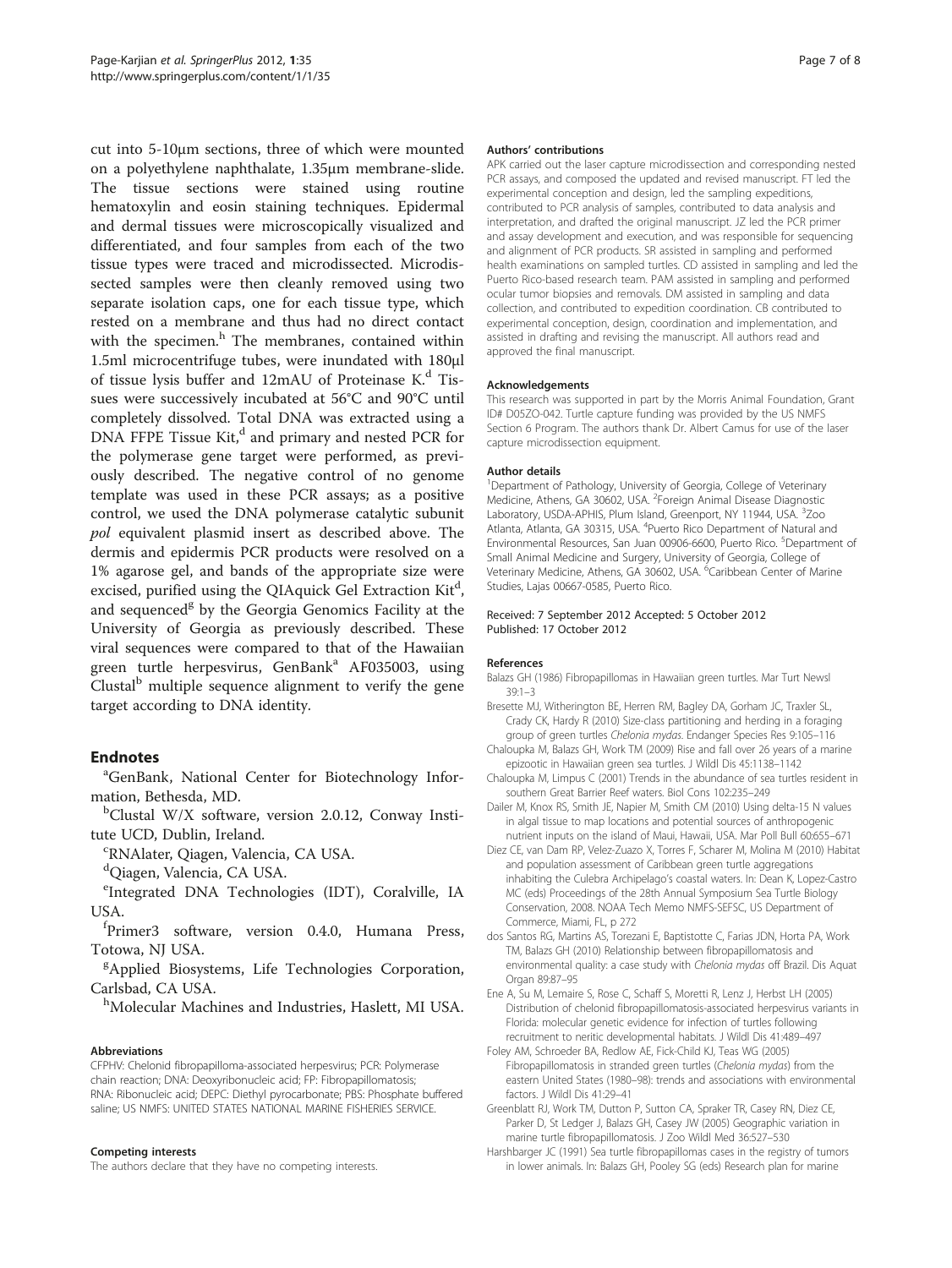cut into 5-10μm sections, three of which were mounted on a polyethylene naphthalate, 1.35μm membrane-slide. The tissue sections were stained using routine hematoxylin and eosin staining techniques. Epidermal and dermal tissues were microscopically visualized and differentiated, and four samples from each of the two tissue types were traced and microdissected. Microdissected samples were then cleanly removed using two separate isolation caps, one for each tissue type, which rested on a membrane and thus had no direct contact with the specimen.[h] The membranes, contained within 1.5ml microcentrifuge tubes, were inundated with 180μl of tissue lysis buffer and 12mAU of Proteinase K.[d] Tissues were successively incubated at 56°C and 90°C until completely dissolved. Total DNA was extracted using a DNA FFPE Tissue Kit,[d] and primary and nested PCR for the polymerase gene target were performed, as previously described. The negative control of no genome template was used in these PCR assays; as a positive control, we used the DNA polymerase catalytic subunit *pol* equivalent plasmid insert as described above. The dermis and epidermis PCR products were resolved on a 1% agarose gel, and bands of the appropriate size were excised, purified using the QIAquick Gel Extraction Kit[d], and sequenced[g] by the Georgia Genomics Facility at the University of Georgia as previously described. These viral sequences were compared to that of the Hawaiian green turtle herpesvirus, GenBank[a] AF035003, using Clustal[b] multiple sequence alignment to verify the gene target according to DNA identity.

## Endnotes

[a]GenBank, National Center for Biotechnology Information, Bethesda, MD.

[b]Clustal W/X software, version 2.0.12, Conway Institute UCD, Dublin, Ireland.

[c]RNAlater, Qiagen, Valencia, CA USA.

[d]Qiagen, Valencia, CA USA.

[e]Integrated DNA Technologies (IDT), Coralville, IA USA.

[f]Primer3 software, version 0.4.0, Humana Press, Totowa, NJ USA.

[g]Applied Biosystems, Life Technologies Corporation, Carlsbad, CA USA.

[h]Molecular Machines and Industries, Haslett, MI USA.

#### Abbreviations

CFPHV: Chelonid fibropapilloma-associated herpesvirus; PCR: Polymerase chain reaction; DNA: Deoxyribonucleic acid; FP: Fibropapillomatosis; RNA: Ribonucleic acid; DEPC: Diethyl pyrocarbonate; PBS: Phosphate buffered saline; US NMFS: UNITED STATES NATIONAL MARINE FISHERIES SERVICE.

#### Competing interests

The authors declare that they have no competing interests.

#### Authors' contributions

APK carried out the laser capture microdissection and corresponding nested PCR assays, and composed the updated and revised manuscript. FT led the experimental conception and design, led the sampling expeditions, contributed to PCR analysis of samples, contributed to data analysis and interpretation, and drafted the original manuscript. JZ led the PCR primer and assay development and execution, and was responsible for sequencing and alignment of PCR products. SR assisted in sampling and performed health examinations on sampled turtles. CD assisted in sampling and led the Puerto Rico-based research team. PAM assisted in sampling and performed ocular tumor biopsies and removals. DM assisted in sampling and data collection, and contributed to expedition coordination. CB contributed to experimental conception, design, coordination and implementation, and assisted in drafting and revising the manuscript. All authors read and approved the final manuscript.

#### Acknowledgements

This research was supported in part by the Morris Animal Foundation, Grant ID# D05ZO-042. Turtle capture funding was provided by the US NMFS Section 6 Program. The authors thank Dr. Albert Camus for use of the laser capture microdissection equipment.

#### Author details

[1]Department of Pathology, University of Georgia, College of Veterinary Medicine, Athens, GA 30602, USA. [2]Foreign Animal Disease Diagnostic Laboratory, USDA-APHIS, Plum Island, Greenport, NY 11944, USA. [3]Zoo Atlanta, Atlanta, GA 30315, USA. [4]Puerto Rico Department of Natural and Environmental Resources, San Juan 00906-6600, Puerto Rico. [5]Department of Small Animal Medicine and Surgery, University of Georgia, College of Veterinary Medicine, Athens, GA 30602, USA. [6]Caribbean Center of Marine Studies, Lajas 00667-0585, Puerto Rico.

Received: 7 September 2012 Accepted: 5 October 2012
Published: 17 October 2012

#### References

Balazs GH (1986) Fibropapillomas in Hawaiian green turtles. Mar Turt Newsl 39:1–3

Bresette MJ, Witherington BE, Herren RM, Bagley DA, Gorham JC, Traxler SL, Crady CK, Hardy R (2010) Size-class partitioning and herding in a foraging group of green turtles *Chelonia mydas*. Endanger Species Res 9:105–116

Chaloupka M, Balazs GH, Work TM (2009) Rise and fall over 26 years of a marine epizootic in Hawaiian green sea turtles. J Wildl Dis 45:1138–1142

Chaloupka M, Limpus C (2001) Trends in the abundance of sea turtles resident in southern Great Barrier Reef waters. Biol Cons 102:235–249

Dailer M, Knox RS, Smith JE, Napier M, Smith CM (2010) Using delta-15 N values in algal tissue to map locations and potential sources of anthropogenic nutrient inputs on the island of Maui, Hawaii, USA. Mar Poll Bull 60:655–671

Diez CE, van Dam RP, Velez-Zuazo X, Torres F, Scharer M, Molina M (2010) Habitat and population assessment of Caribbean green turtle aggregations inhabiting the Culebra Archipelago's coastal waters. In: Dean K, Lopez-Castro MC (eds) Proceedings of the 28th Annual Symposium Sea Turtle Biology Conservation, 2008. NOAA Tech Memo NMFS-SEFSC, US Department of Commerce, Miami, FL, p 272

dos Santos RG, Martins AS, Torezani E, Baptistotte C, Farias JDN, Horta PA, Work TM, Balazs GH (2010) Relationship between fibropapillomatosis and environmental quality: a case study with *Chelonia mydas* off Brazil. Dis Aquat Organ 89:87–95

Ene A, Su M, Lemaire S, Rose C, Schaff S, Moretti R, Lenz J, Herbst LH (2005) Distribution of chelonid fibropapillomatosis-associated herpesvirus variants in Florida: molecular genetic evidence for infection of turtles following recruitment to neritic developmental habitats. J Wildl Dis 41:489–497

Foley AM, Schroeder BA, Redlow AE, Fick-Child KJ, Teas WG (2005) Fibropapillomatosis in stranded green turtles (*Chelonia mydas*) from the eastern United States (1980–98): trends and associations with environmental factors. J Wildl Dis 41:29–41

Greenblatt RJ, Work TM, Dutton P, Sutton CA, Spraker TR, Casey RN, Diez CE, Parker D, St Ledger J, Balazs GH, Casey JW (2005) Geographic variation in marine turtle fibropapillomatosis. J Zoo Wildl Med 36:527–530

Harshbarger JC (1991) Sea turtle fibropapilloma cases in the registry of tumors in lower animals. In: Balazs GH, Pooley SG (eds) Research plan for marine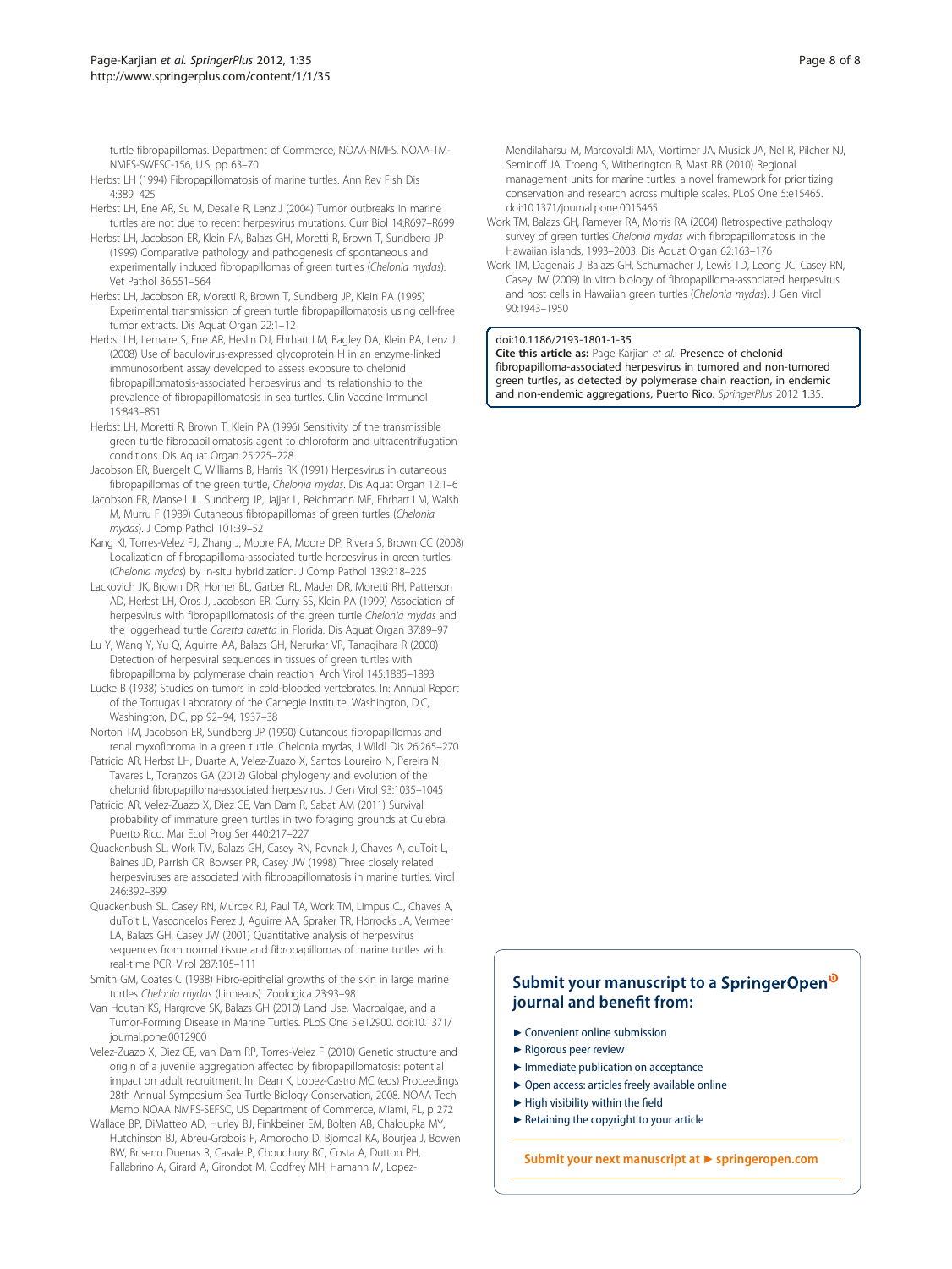turtle fibropapillomas. Department of Commerce, NOAA-NMFS. NOAA-TM-NMFS-SWFSC-156, U.S, pp 63–70

Herbst LH (1994) Fibropapillomatosis of marine turtles. Ann Rev Fish Dis 4:389–425

Herbst LH, Ene AR, Su M, Desalle R, Lenz J (2004) Tumor outbreaks in marine turtles are not due to recent herpesvirus mutations. Curr Biol 14:R697–R699

Herbst LH, Jacobson ER, Klein PA, Balazs GH, Moretti R, Brown T, Sundberg JP (1999) Comparative pathology and pathogenesis of spontaneous and experimentally induced fibropapillomas of green turtles (*Chelonia mydas*). Vet Pathol 36:551–564

Herbst LH, Jacobson ER, Moretti R, Brown T, Sundberg JP, Klein PA (1995) Experimental transmission of green turtle fibropapillomatosis using cell-free tumor extracts. Dis Aquat Organ 22:1–12

Herbst LH, Lemaire S, Ene AR, Heslin DJ, Ehrhart LM, Bagley DA, Klein PA, Lenz J (2008) Use of baculovirus-expressed glycoprotein H in an enzyme-linked immunosorbent assay developed to assess exposure to chelonid fibropapillomatosis-associated herpesvirus and its relationship to the prevalence of fibropapillomatosis in sea turtles. Clin Vaccine Immunol 15:843–851

Herbst LH, Moretti R, Brown T, Klein PA (1996) Sensitivity of the transmissible green turtle fibropapillomatosis agent to chloroform and ultracentrifugation conditions. Dis Aquat Organ 25:225–228

Jacobson ER, Buergelt C, Williams B, Harris RK (1991) Herpesvirus in cutaneous fibropapillomas of the green turtle, *Chelonia mydas*. Dis Aquat Organ 12:1–6

Jacobson ER, Mansell JL, Sundberg JP, Jajjar L, Reichmann ME, Ehrhart LM, Walsh M, Murru F (1989) Cutaneous fibropapillomas of green turtles (*Chelonia mydas*). J Comp Pathol 101:39–52

Kang KI, Torres-Velez FJ, Zhang J, Moore PA, Moore DP, Rivera S, Brown CC (2008) Localization of fibropapilloma-associated turtle herpesvirus in green turtles (*Chelonia mydas*) by in-situ hybridization. J Comp Pathol 139:218–225

Lackovich JK, Brown DR, Homer BL, Garber RL, Mader DR, Moretti RH, Patterson AD, Herbst LH, Oros J, Jacobson ER, Curry SS, Klein PA (1999) Association of herpesvirus with fibropapillomatosis of the green turtle *Chelonia mydas* and the loggerhead turtle *Caretta caretta* in Florida. Dis Aquat Organ 37:89–97

Lu Y, Wang Y, Yu Q, Aguirre AA, Balazs GH, Nerurkar VR, Tanagihara R (2000) Detection of herpesviral sequences in tissues of green turtles with fibropapilloma by polymerase chain reaction. Arch Virol 145:1885–1893

Lucke B (1938) Studies on tumors in cold-blooded vertebrates. In: Annual Report of the Tortugas Laboratory of the Carnegie Institute. Washington, D.C, Washington, D.C, pp 92–94, 1937–38

Norton TM, Jacobson ER, Sundberg JP (1990) Cutaneous fibropapillomas and renal myxofibroma in a green turtle. Chelonia mydas, J Wildl Dis 26:265–270

Patricio AR, Herbst LH, Duarte A, Velez-Zuazo X, Santos Loureiro N, Pereira N, Tavares L, Toranzos GA (2012) Global phylogeny and evolution of the chelonid fibropapilloma-associated herpesvirus. J Gen Virol 93:1035–1045

Patricio AR, Velez-Zuazo X, Diez CE, Van Dam R, Sabat AM (2011) Survival probability of immature green turtles in two foraging grounds at Culebra, Puerto Rico. Mar Ecol Prog Ser 440:217–227

Quackenbush SL, Work TM, Balazs GH, Casey RN, Rovnak J, Chaves A, duToit L, Baines JD, Parrish CR, Bowser PR, Casey JW (1998) Three closely related herpesviruses are associated with fibropapillomatosis in marine turtles. Virol 246:392–399

Quackenbush SL, Casey RN, Murcek RJ, Paul TA, Work TM, Limpus CJ, Chaves A, duToit L, Vasconcelos Perez J, Aguirre AA, Spraker TR, Horrocks JA, Vermeer LA, Balazs GH, Casey JW (2001) Quantitative analysis of herpesvirus sequences from normal tissue and fibropapillomas of marine turtles with real-time PCR. Virol 287:105–111

Smith GM, Coates C (1938) Fibro-epithelial growths of the skin in large marine turtles *Chelonia mydas* (Linneaus). Zoologica 23:93–98

Van Houtan KS, Hargrove SK, Balazs GH (2010) Land Use, Macroalgae, and a Tumor-Forming Disease in Marine Turtles. PLoS One 5:e12900. doi:10.1371/journal.pone.0012900

Velez-Zuazo X, Diez CE, van Dam RP, Torres-Velez F (2010) Genetic structure and origin of a juvenile aggregation affected by fibropapillomatosis: potential impact on adult recruitment. In: Dean K, Lopez-Castro MC (eds) Proceedings 28th Annual Symposium Sea Turtle Biology Conservation, 2008. NOAA Tech Memo NOAA NMFS-SEFSC, US Department of Commerce, Miami, FL, p 272

Wallace BP, DiMatteo AD, Hurley BJ, Finkbeiner EM, Bolten AB, Chaloupka MY, Hutchinson BJ, Abreu-Grobois F, Amorocho D, Bjorndal KA, Bourjea J, Bowen BW, Briseno Duenas R, Casale P, Choudhury BC, Costa A, Dutton PH, Fallabrino A, Girard A, Girondot M, Godfrey MH, Hamann M, Lopez-Mendilaharsu M, Marcovaldi MA, Mortimer JA, Musick JA, Nel R, Pilcher NJ, Seminoff JA, Troeng S, Witherington B, Mast RB (2010) Regional management units for marine turtles: a novel framework for prioritizing conservation and research across multiple scales. PLoS One 5:e15465. doi:10.1371/journal.pone.0015465

Work TM, Balazs GH, Rameyer RA, Morris RA (2004) Retrospective pathology survey of green turtles *Chelonia mydas* with fibropapillomatosis in the Hawaiian islands, 1993–2003. Dis Aquat Organ 62:163–176

Work TM, Dagenais J, Balazs GH, Schumacher J, Lewis TD, Leong JC, Casey RN, Casey JW (2009) In vitro biology of fibropapilloma-associated herpesvirus and host cells in Hawaiian green turtles (*Chelonia mydas*). J Gen Virol 90:1943–1950

doi:10.1186/2193-1801-1-35

**Cite this article as:** Page-Karjian *et al.*: Presence of chelonid fibropapilloma-associated herpesvirus in tumored and non-tumored green turtles, as detected by polymerase chain reaction, in endemic and non-endemic aggregations, Puerto Rico. *SpringerPlus* 2012 **1**:35.

**Submit your manuscript to a SpringerOpen journal and benefit from:**

- ► Convenient online submission
- ► Rigorous peer review
- ► Immediate publication on acceptance
- ► Open access: articles freely available online
- ► High visibility within the field
- ► Retaining the copyright to your article

**Submit your next manuscript at ► springeropen.com**